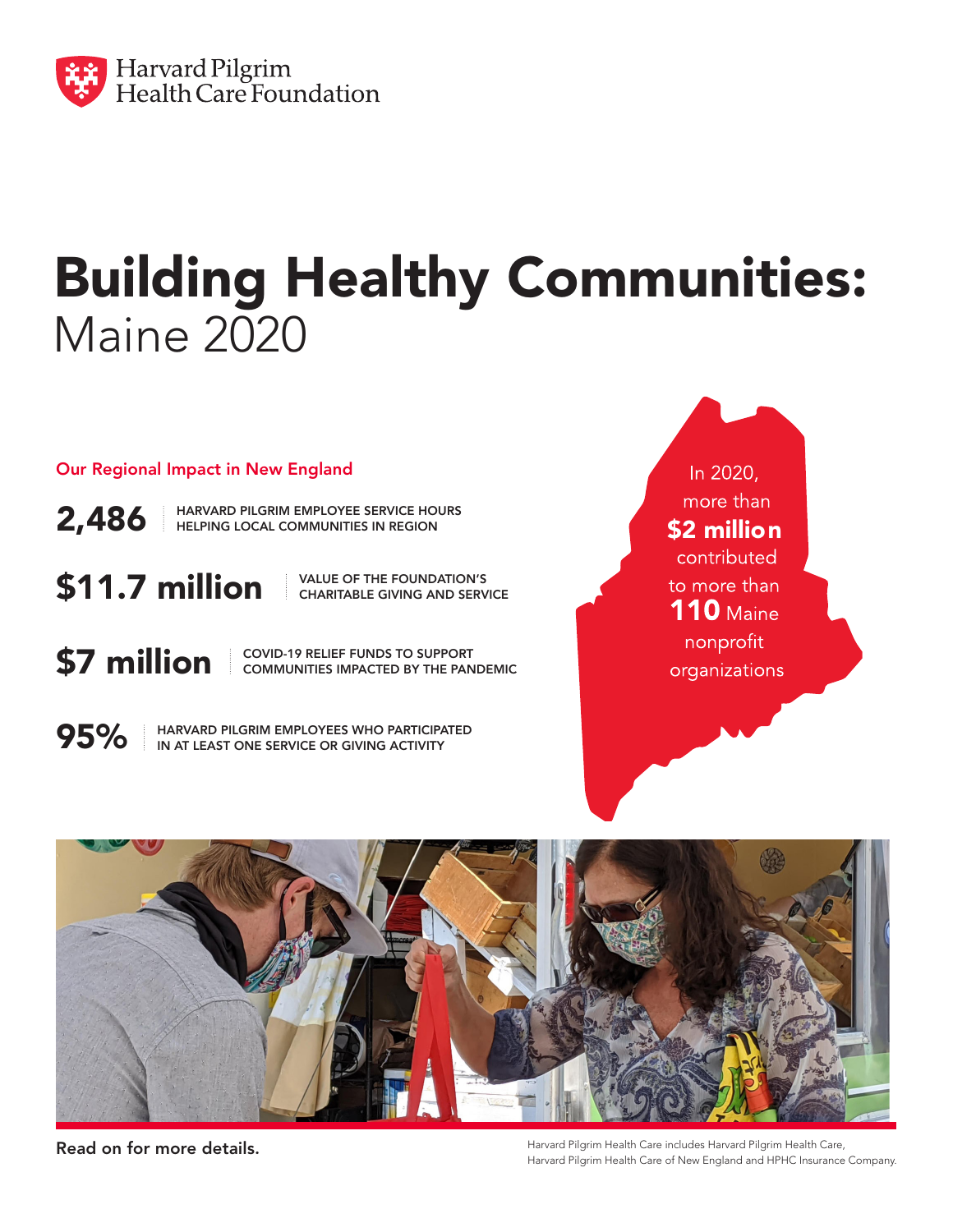Harvard Pilgrim Health Care Foundation

# Building Healthy Communities: Maine 2020

## Our Regional Impact in New England

**2,486** HARVARD PILGRIM EMPLOYEE SERVICE HOURS HELPING LOCAL COMMUNITIES IN REGION

**$11.7 million** VALUE OF THE FOUNDATION'S CHARITABLE GIVING AND SERVICE

**$7 million** COVID-19 RELIEF FUNDS TO SUPPORT COMMUNITIES IMPACTED BY THE PANDEMIC

**95%** HARVARD PILGRIM EMPLOYEES WHO PARTICIPATED IN AT LEAST ONE SERVICE OR GIVING ACTIVITY

In 2020, more than **$2 million** contributed to more than **110** Maine nonprofit organizations

**Read on for more details.**

Harvard Pilgrim Health Care includes Harvard Pilgrim Health Care, Harvard Pilgrim Health Care of New England and HPHC Insurance Company.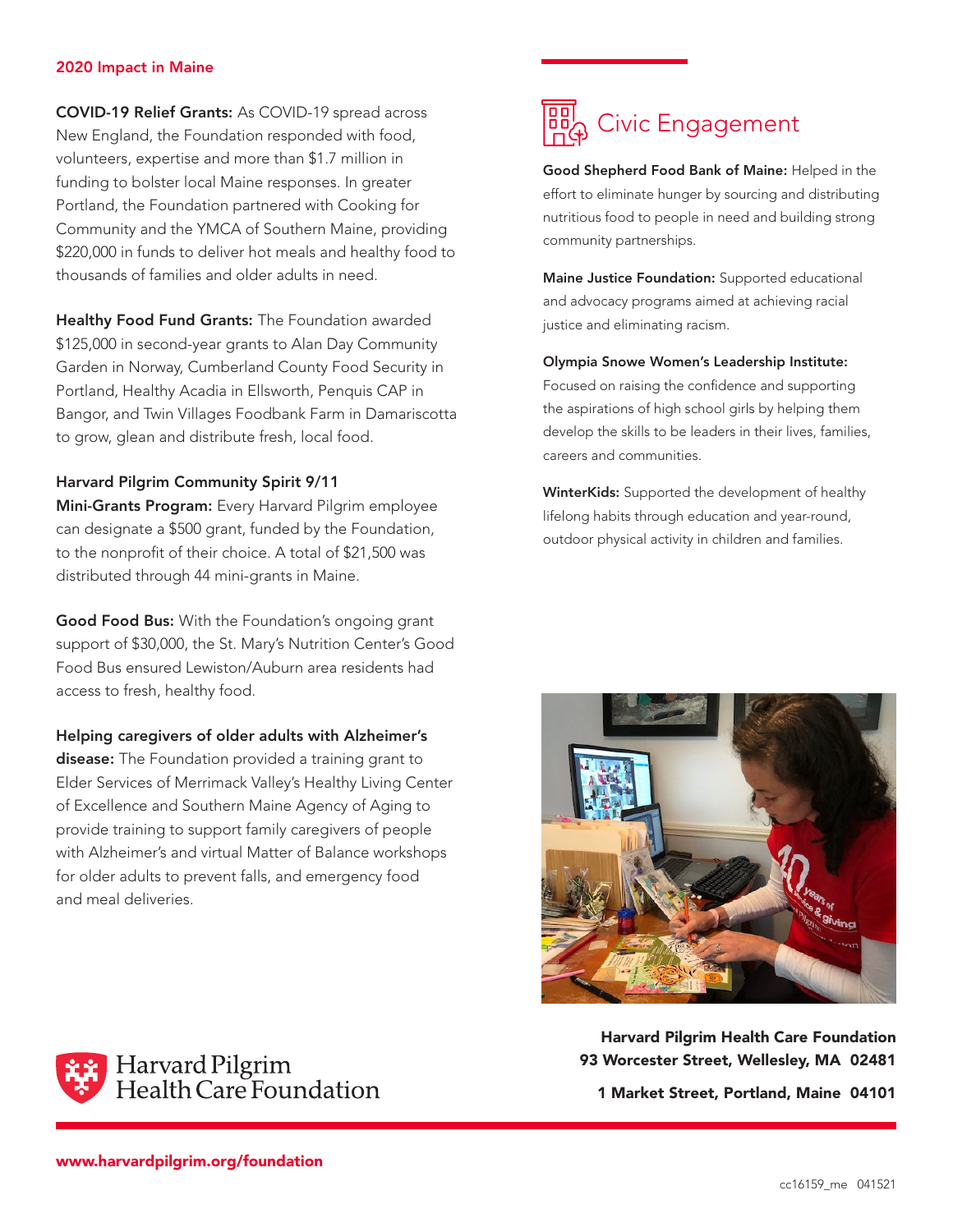## 2020 Impact in Maine

**COVID-19 Relief Grants:** As COVID-19 spread across New England, the Foundation responded with food, volunteers, expertise and more than $1.7 million in funding to bolster local Maine responses. In greater Portland, the Foundation partnered with Cooking for Community and the YMCA of Southern Maine, providing $220,000 in funds to deliver hot meals and healthy food to thousands of families and older adults in need.

**Healthy Food Fund Grants:** The Foundation awarded $125,000 in second-year grants to Alan Day Community Garden in Norway, Cumberland County Food Security in Portland, Healthy Acadia in Ellsworth, Penquis CAP in Bangor, and Twin Villages Foodbank Farm in Damariscotta to grow, glean and distribute fresh, local food.

**Harvard Pilgrim Community Spirit 9/11 Mini-Grants Program:** Every Harvard Pilgrim employee can designate a $500 grant, funded by the Foundation, to the nonprofit of their choice. A total of $21,500 was distributed through 44 mini-grants in Maine.

**Good Food Bus:** With the Foundation's ongoing grant support of $30,000, the St. Mary's Nutrition Center's Good Food Bus ensured Lewiston/Auburn area residents had access to fresh, healthy food.

**Helping caregivers of older adults with Alzheimer's disease:** The Foundation provided a training grant to Elder Services of Merrimack Valley's Healthy Living Center of Excellence and Southern Maine Agency of Aging to provide training to support family caregivers of people with Alzheimer's and virtual Matter of Balance workshops for older adults to prevent falls, and emergency food and meal deliveries.

## Civic Engagement

**Good Shepherd Food Bank of Maine:** Helped in the effort to eliminate hunger by sourcing and distributing nutritious food to people in need and building strong community partnerships.

**Maine Justice Foundation:** Supported educational and advocacy programs aimed at achieving racial justice and eliminating racism.

**Olympia Snowe Women's Leadership Institute:** Focused on raising the confidence and supporting the aspirations of high school girls by helping them develop the skills to be leaders in their lives, families, careers and communities.

**WinterKids:** Supported the development of healthy lifelong habits through education and year-round, outdoor physical activity in children and families.

Harvard Pilgrim Health Care Foundation

**Harvard Pilgrim Health Care Foundation**
**93 Worcester Street, Wellesley, MA 02481**

**1 Market Street, Portland, Maine 04101**

**www.harvardpilgrim.org/foundation**

cc16159_me 041521